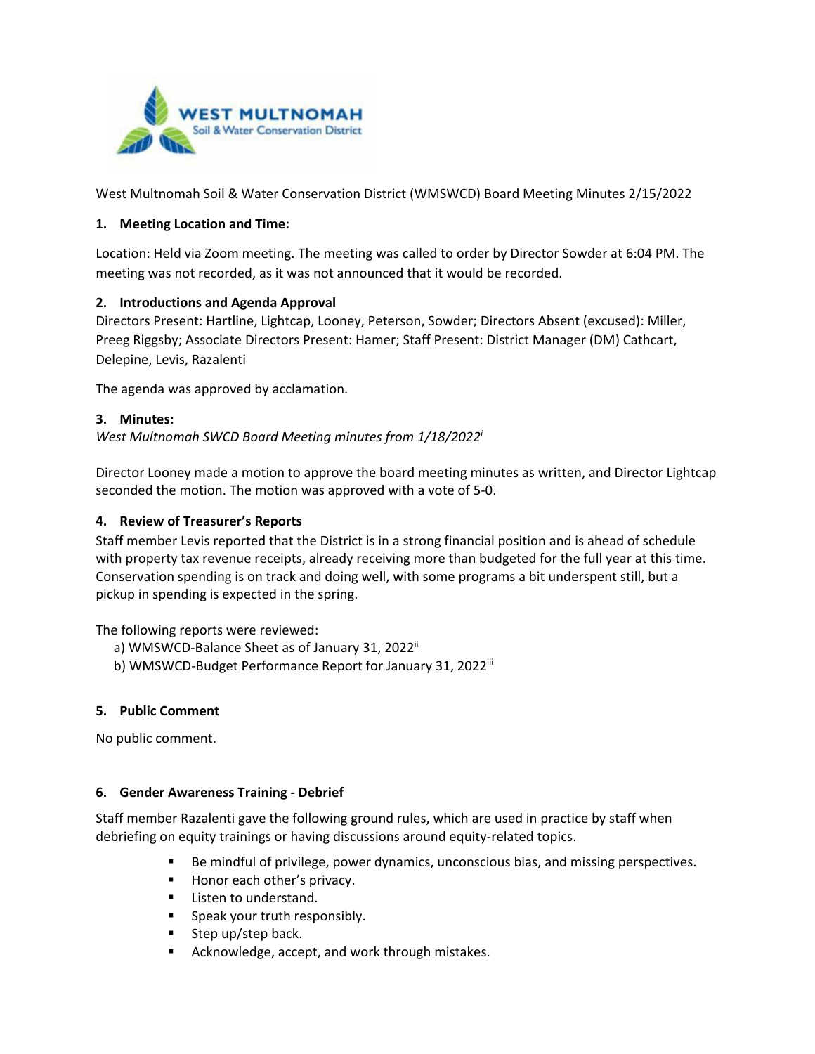West Multnomah Soil & Water Conservation District (WMSWCD) Board Meeting Minutes 2/15/2022

**1. Meeting Location and Time:**

Location: Held via Zoom meeting. The meeting was called to order by Director Sowder at 6:04 PM. The meeting was not recorded, as it was not announced that it would be recorded.

**2. Introductions and Agenda Approval**

Directors Present: Hartline, Lightcap, Looney, Peterson, Sowder; Directors Absent (excused): Miller, Preeg Riggsby; Associate Directors Present: Hamer; Staff Present: District Manager (DM) Cathcart, Delepine, Levis, Razalenti

The agenda was approved by acclamation.

**3. Minutes:**

*West Multnomah SWCD Board Meeting minutes from 1/18/2022*[i]

Director Looney made a motion to approve the board meeting minutes as written, and Director Lightcap seconded the motion. The motion was approved with a vote of 5-0.

**4. Review of Treasurer's Reports**

Staff member Levis reported that the District is in a strong financial position and is ahead of schedule with property tax revenue receipts, already receiving more than budgeted for the full year at this time. Conservation spending is on track and doing well, with some programs a bit underspent still, but a pickup in spending is expected in the spring.

The following reports were reviewed:

a) WMSWCD-Balance Sheet as of January 31, 2022[ii]
b) WMSWCD-Budget Performance Report for January 31, 2022[iii]

**5. Public Comment**

No public comment.

**6. Gender Awareness Training - Debrief**

Staff member Razalenti gave the following ground rules, which are used in practice by staff when debriefing on equity trainings or having discussions around equity-related topics.

- Be mindful of privilege, power dynamics, unconscious bias, and missing perspectives.
- Honor each other's privacy.
- Listen to understand.
- Speak your truth responsibly.
- Step up/step back.
- Acknowledge, accept, and work through mistakes.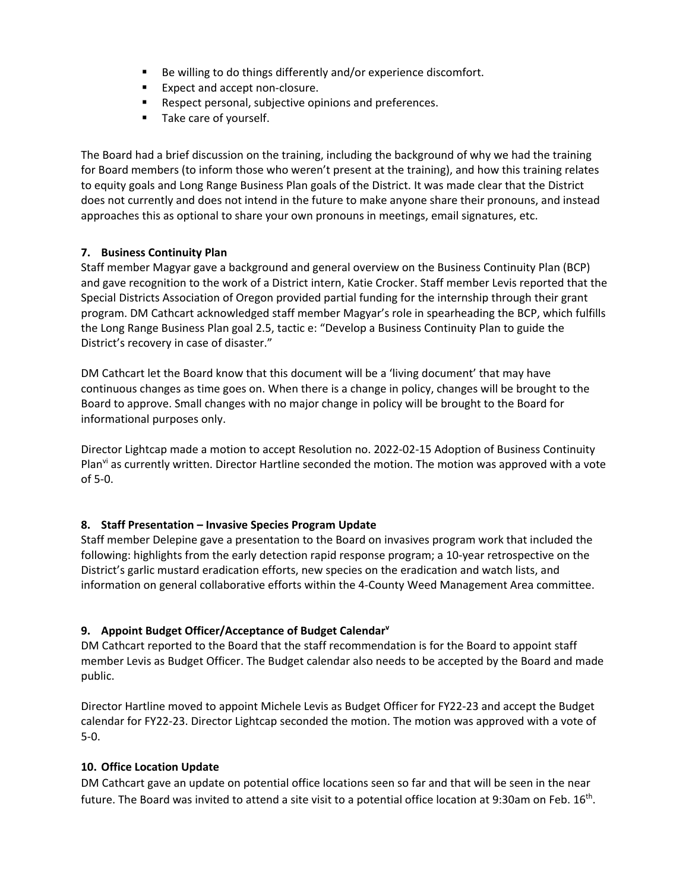- Be willing to do things differently and/or experience discomfort.
- Expect and accept non-closure.
- Respect personal, subjective opinions and preferences.
- Take care of yourself.

The Board had a brief discussion on the training, including the background of why we had the training for Board members (to inform those who weren't present at the training), and how this training relates to equity goals and Long Range Business Plan goals of the District. It was made clear that the District does not currently and does not intend in the future to make anyone share their pronouns, and instead approaches this as optional to share your own pronouns in meetings, email signatures, etc.

**7. Business Continuity Plan**

Staff member Magyar gave a background and general overview on the Business Continuity Plan (BCP) and gave recognition to the work of a District intern, Katie Crocker. Staff member Levis reported that the Special Districts Association of Oregon provided partial funding for the internship through their grant program. DM Cathcart acknowledged staff member Magyar's role in spearheading the BCP, which fulfills the Long Range Business Plan goal 2.5, tactic e: "Develop a Business Continuity Plan to guide the District's recovery in case of disaster."

DM Cathcart let the Board know that this document will be a 'living document' that may have continuous changes as time goes on. When there is a change in policy, changes will be brought to the Board to approve. Small changes with no major change in policy will be brought to the Board for informational purposes only.

Director Lightcap made a motion to accept Resolution no. 2022-02-15 Adoption of Business Continuity Plan[vi] as currently written. Director Hartline seconded the motion. The motion was approved with a vote of 5-0.

**8. Staff Presentation – Invasive Species Program Update**

Staff member Delepine gave a presentation to the Board on invasives program work that included the following: highlights from the early detection rapid response program; a 10-year retrospective on the District's garlic mustard eradication efforts, new species on the eradication and watch lists, and information on general collaborative efforts within the 4-County Weed Management Area committee.

**9. Appoint Budget Officer/Acceptance of Budget Calendar[v]**

DM Cathcart reported to the Board that the staff recommendation is for the Board to appoint staff member Levis as Budget Officer. The Budget calendar also needs to be accepted by the Board and made public.

Director Hartline moved to appoint Michele Levis as Budget Officer for FY22-23 and accept the Budget calendar for FY22-23. Director Lightcap seconded the motion. The motion was approved with a vote of 5-0.

**10. Office Location Update**

DM Cathcart gave an update on potential office locations seen so far and that will be seen in the near future. The Board was invited to attend a site visit to a potential office location at 9:30am on Feb. 16th.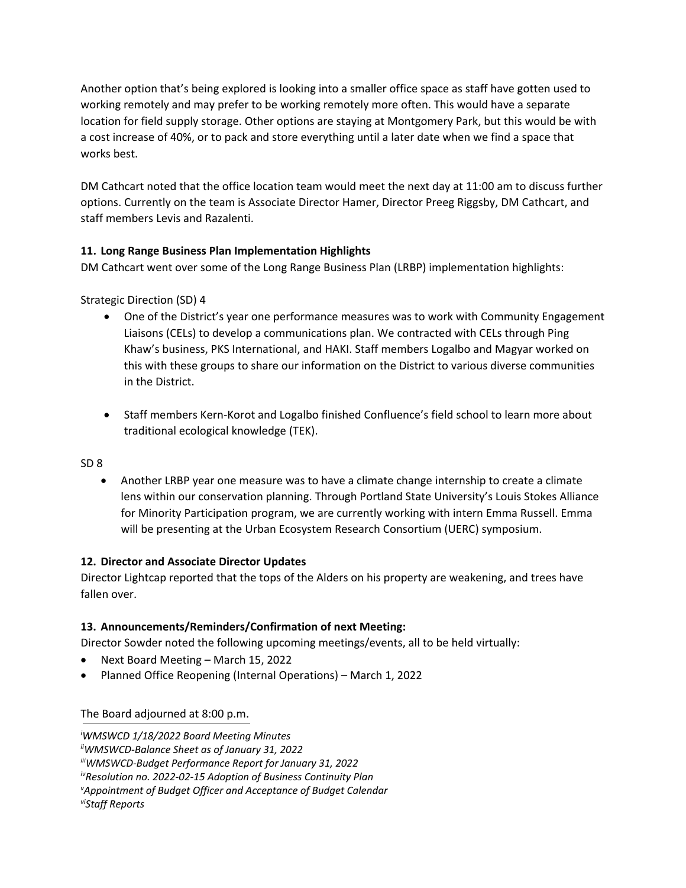Another option that's being explored is looking into a smaller office space as staff have gotten used to working remotely and may prefer to be working remotely more often. This would have a separate location for field supply storage. Other options are staying at Montgomery Park, but this would be with a cost increase of 40%, or to pack and store everything until a later date when we find a space that works best.

DM Cathcart noted that the office location team would meet the next day at 11:00 am to discuss further options. Currently on the team is Associate Director Hamer, Director Preeg Riggsby, DM Cathcart, and staff members Levis and Razalenti.

**11. Long Range Business Plan Implementation Highlights**

DM Cathcart went over some of the Long Range Business Plan (LRBP) implementation highlights:

Strategic Direction (SD) 4

- One of the District's year one performance measures was to work with Community Engagement Liaisons (CELs) to develop a communications plan. We contracted with CELs through Ping Khaw's business, PKS International, and HAKI. Staff members Logalbo and Magyar worked on this with these groups to share our information on the District to various diverse communities in the District.

- Staff members Kern-Korot and Logalbo finished Confluence's field school to learn more about traditional ecological knowledge (TEK).

SD 8

- Another LRBP year one measure was to have a climate change internship to create a climate lens within our conservation planning. Through Portland State University's Louis Stokes Alliance for Minority Participation program, we are currently working with intern Emma Russell. Emma will be presenting at the Urban Ecosystem Research Consortium (UERC) symposium.

**12. Director and Associate Director Updates**

Director Lightcap reported that the tops of the Alders on his property are weakening, and trees have fallen over.

**13. Announcements/Reminders/Confirmation of next Meeting:**

Director Sowder noted the following upcoming meetings/events, all to be held virtually:

- Next Board Meeting – March 15, 2022
- Planned Office Reopening (Internal Operations) – March 1, 2022

The Board adjourned at 8:00 p.m.

[i] *WMSWCD 1/18/2022 Board Meeting Minutes*
[ii] *WMSWCD-Balance Sheet as of January 31, 2022*
[iii] *WMSWCD-Budget Performance Report for January 31, 2022*
[iv] *Resolution no. 2022-02-15 Adoption of Business Continuity Plan*
[v] *Appointment of Budget Officer and Acceptance of Budget Calendar*
[vi] *Staff Reports*